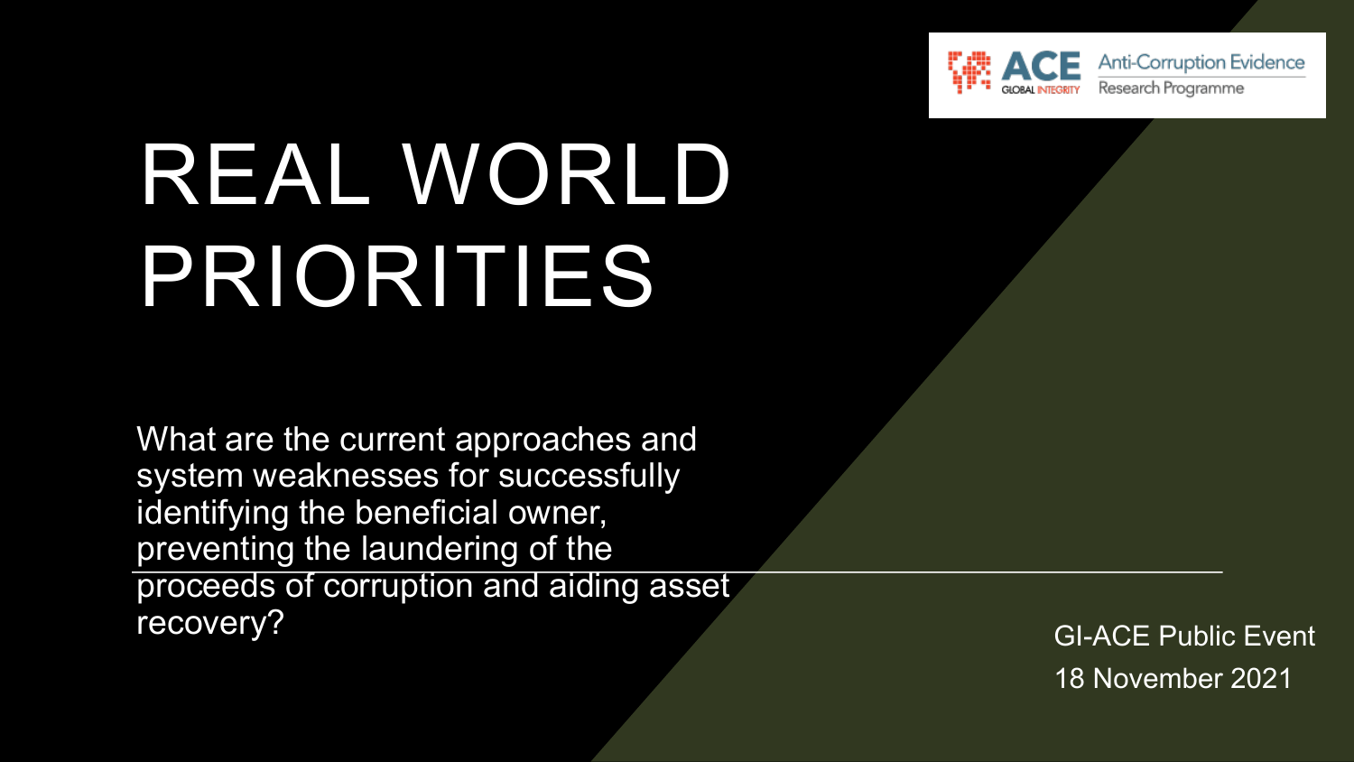ACE GLOBAL INTEGRITY | Anti-Corruption Evidence Research Programme

# REAL WORLD PRIORITIES

What are the current approaches and system weaknesses for successfully identifying the beneficial owner, preventing the laundering of the proceeds of corruption and aiding asset recovery?

GI-ACE Public Event

18 November 2021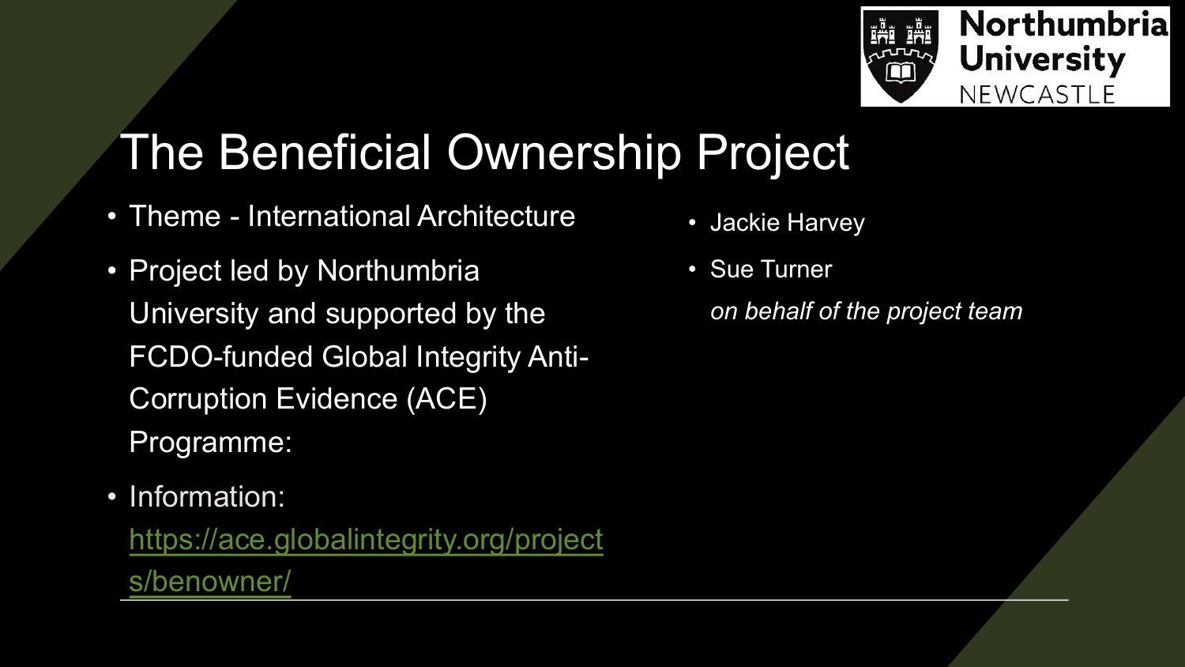# The Beneficial Ownership Project

- Theme - International Architecture
- Project led by Northumbria University and supported by the FCDO-funded Global Integrity Anti-Corruption Evidence (ACE) Programme:
- Information: https://ace.globalintegrity.org/projects/benowner/

- Jackie Harvey
- Sue Turner

*on behalf of the project team*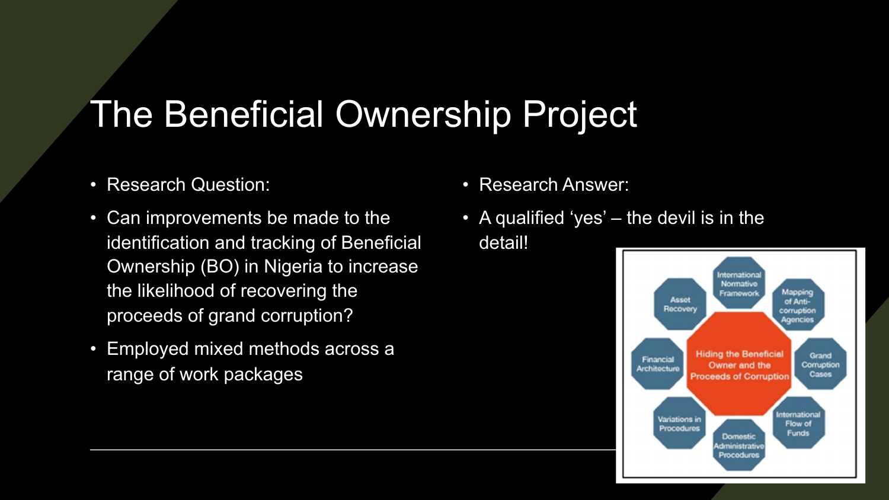# The Beneficial Ownership Project

- Research Question:
- Can improvements be made to the identification and tracking of Beneficial Ownership (BO) in Nigeria to increase the likelihood of recovering the proceeds of grand corruption?
- Employed mixed methods across a range of work packages

- Research Answer:
- A qualified 'yes' – the devil is in the detail!

Hiding the Beneficial Owner and the Proceeds of Corruption

International Normative Framework

Mapping of Anti-corruption Agencies

Grand Corruption Cases

International Flow of Funds

Domestic Administrative Procedures

Variations in Procedures

Financial Architecture

Asset Recovery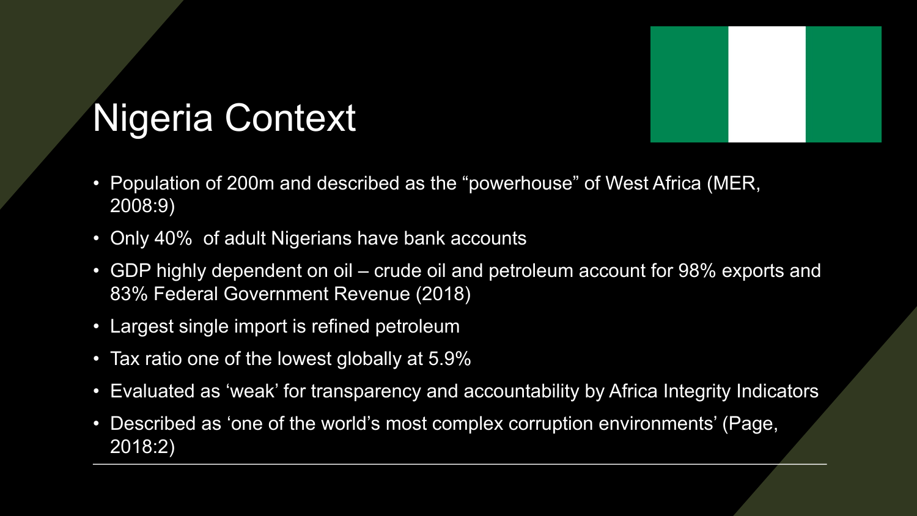# Nigeria Context

- Population of 200m and described as the “powerhouse” of West Africa (MER, 2008:9)
- Only 40%  of adult Nigerians have bank accounts
- GDP highly dependent on oil – crude oil and petroleum account for 98% exports and 83% Federal Government Revenue (2018)
- Largest single import is refined petroleum
- Tax ratio one of the lowest globally at 5.9%
- Evaluated as ‘weak’ for transparency and accountability by Africa Integrity Indicators
- Described as ‘one of the world’s most complex corruption environments’ (Page, 2018:2)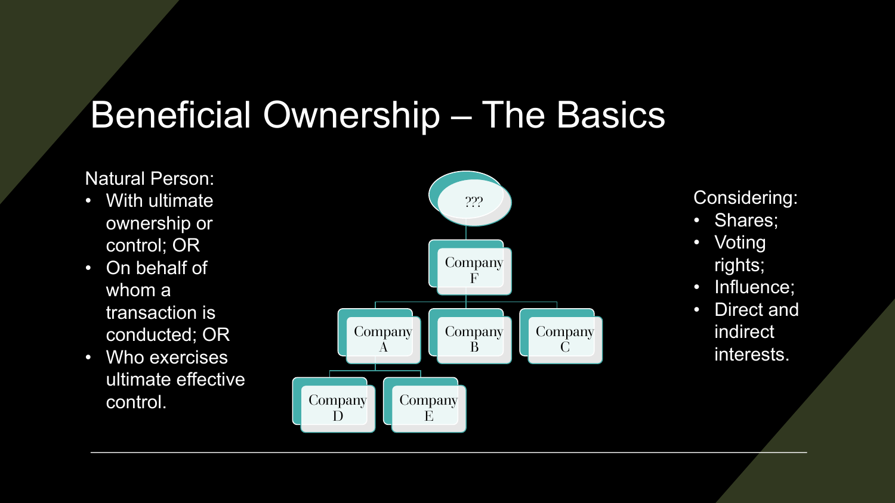# Beneficial Ownership – The Basics

Natural Person:

- With ultimate ownership or control; OR
- On behalf of whom a transaction is conducted; OR
- Who exercises ultimate effective control.

???

Company F

Company A

Company B

Company C

Company D

Company E

Considering:

- Shares;
- Voting rights;
- Influence;
- Direct and indirect interests.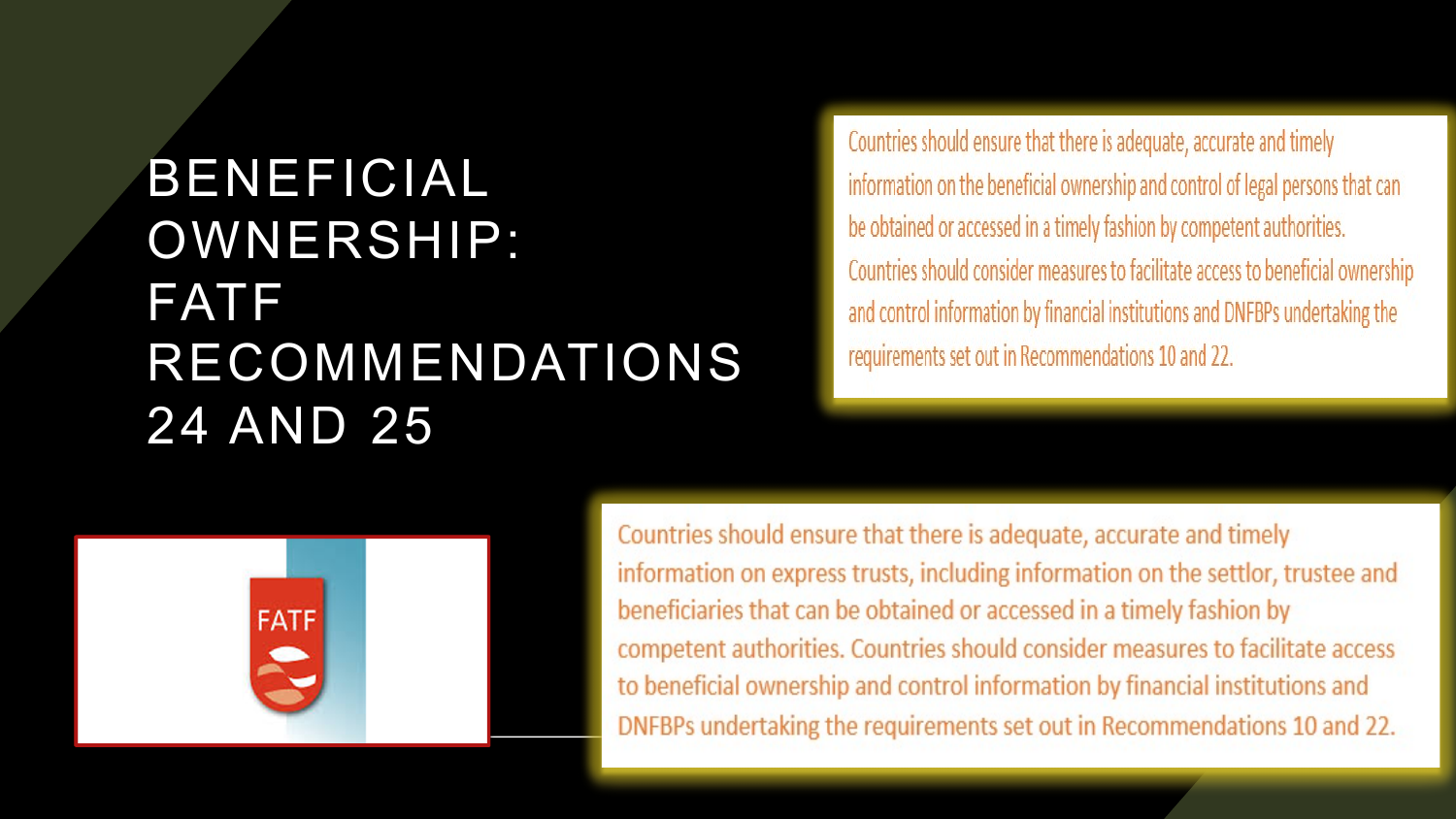# BENEFICIAL OWNERSHIP: FATF RECOMMENDATIONS 24 AND 25

Countries should ensure that there is adequate, accurate and timely information on the beneficial ownership and control of legal persons that can be obtained or accessed in a timely fashion by competent authorities. Countries should consider measures to facilitate access to beneficial ownership and control information by financial institutions and DNFBPs undertaking the requirements set out in Recommendations 10 and 22.

FATF

Countries should ensure that there is adequate, accurate and timely information on express trusts, including information on the settlor, trustee and beneficiaries that can be obtained or accessed in a timely fashion by competent authorities. Countries should consider measures to facilitate access to beneficial ownership and control information by financial institutions and DNFBPs undertaking the requirements set out in Recommendations 10 and 22.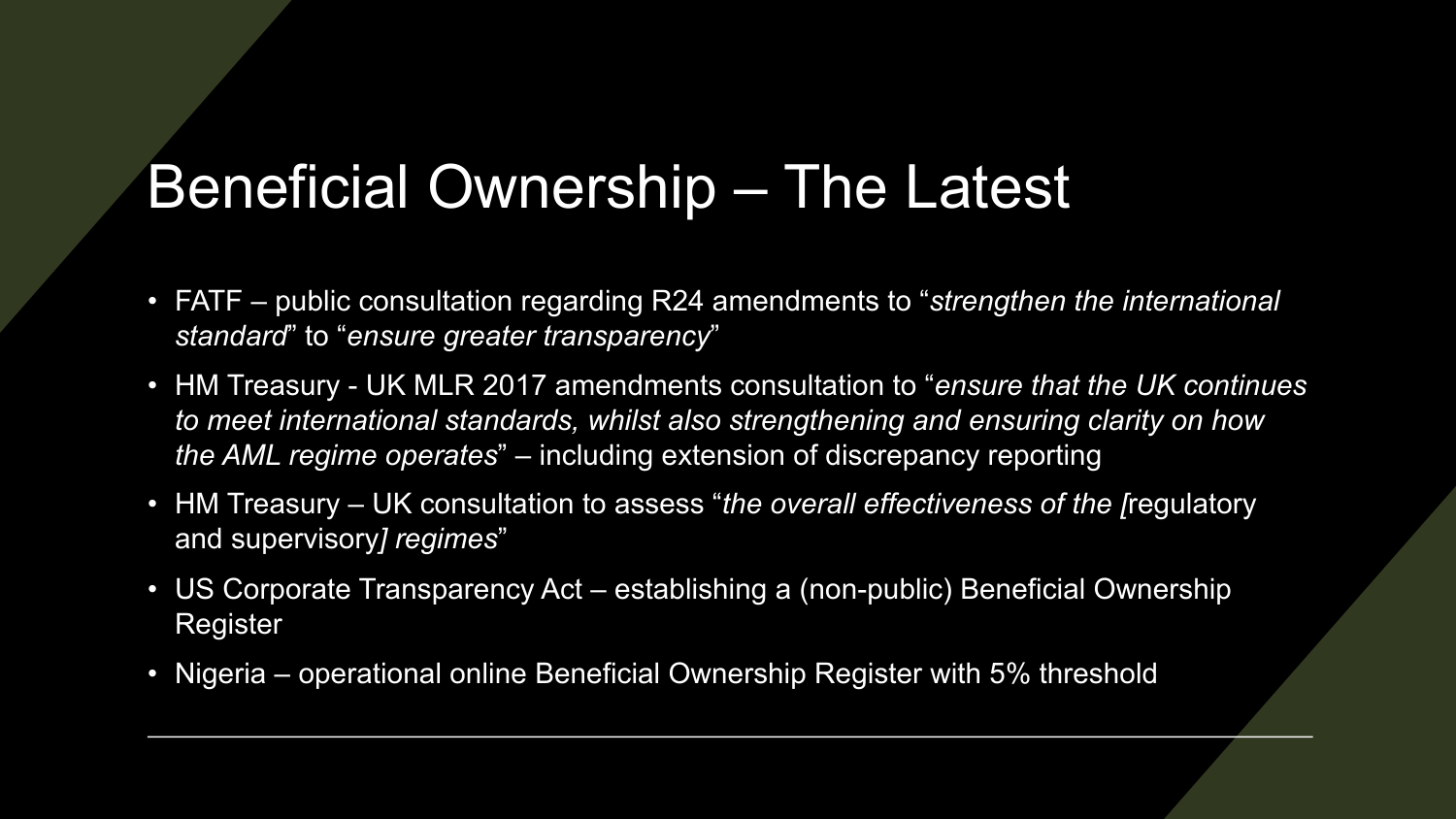# Beneficial Ownership – The Latest

- FATF – public consultation regarding R24 amendments to "*strengthen the international standard*" to "*ensure greater transparency*"
- HM Treasury - UK MLR 2017 amendments consultation to "*ensure that the UK continues to meet international standards, whilst also strengthening and ensuring clarity on how the AML regime operates*" – including extension of discrepancy reporting
- HM Treasury – UK consultation to assess "*the overall effectiveness of the [*regulatory and supervisory*] regimes*"
- US Corporate Transparency Act – establishing a (non-public) Beneficial Ownership Register
- Nigeria – operational online Beneficial Ownership Register with 5% threshold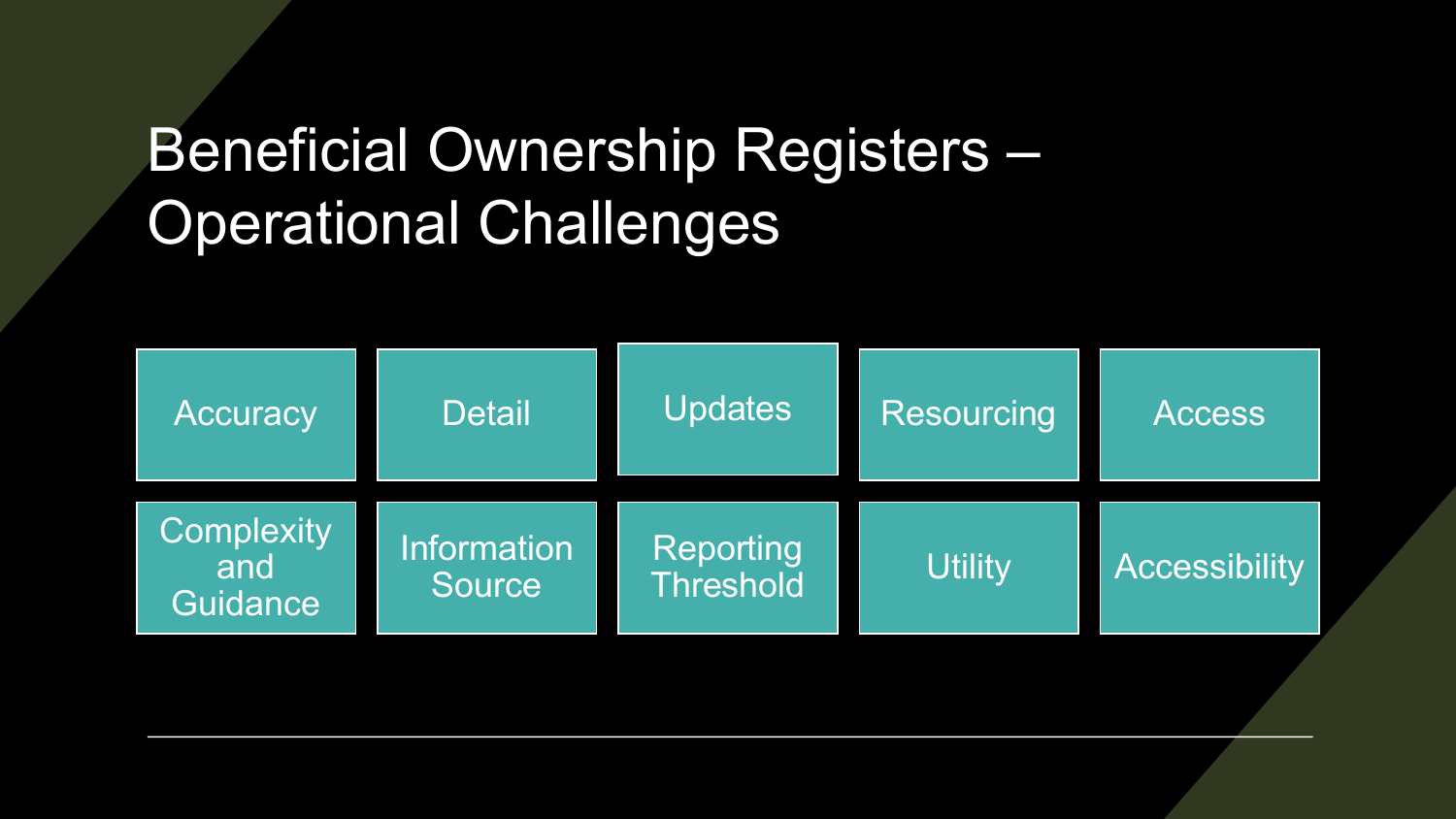# Beneficial Ownership Registers – Operational Challenges

- Accuracy
- Detail
- Updates
- Resourcing
- Access
- Complexity and Guidance
- Information Source
- Reporting Threshold
- Utility
- Accessibility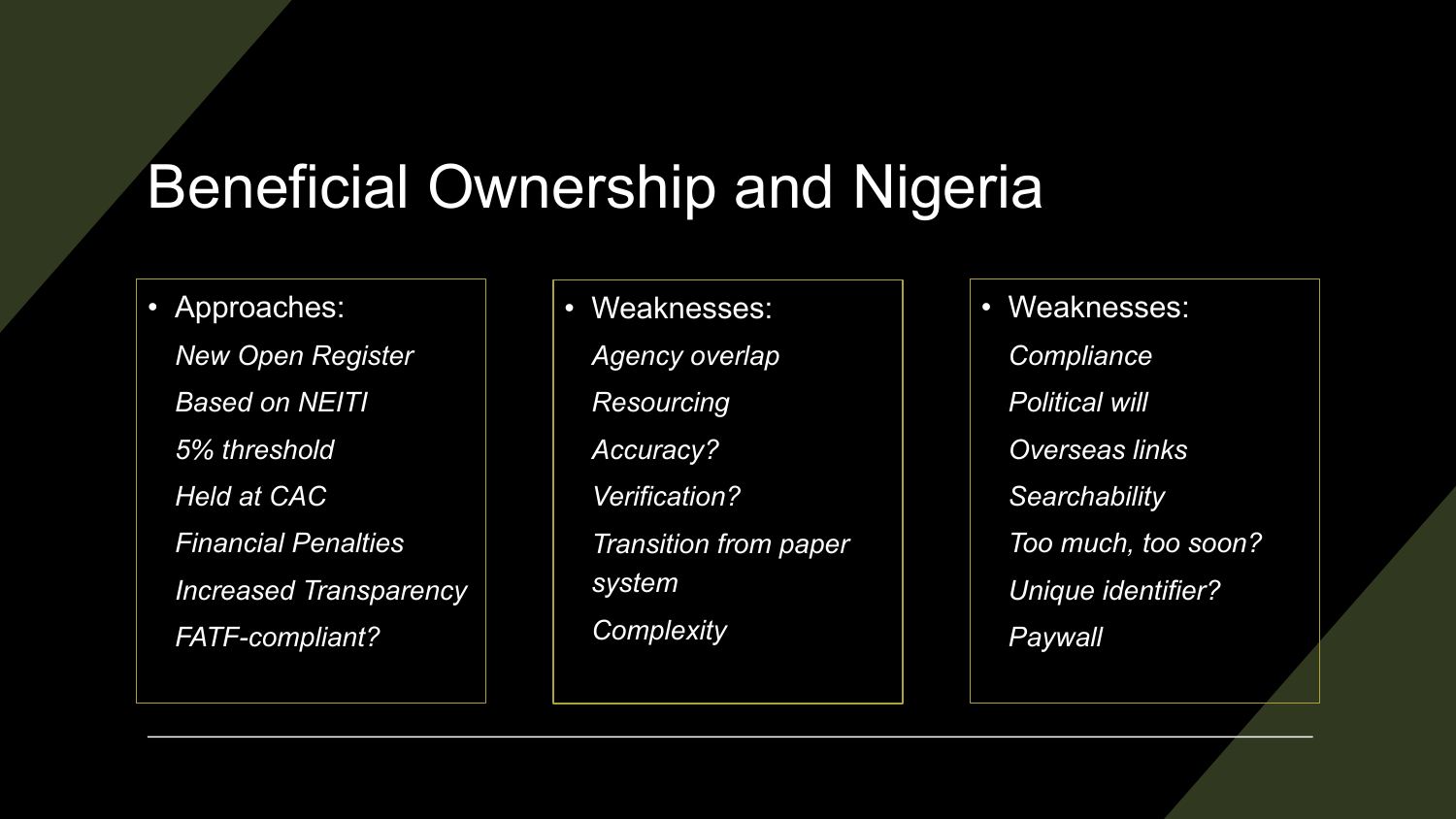# Beneficial Ownership and Nigeria

- Approaches:

  *New Open Register*

  *Based on NEITI*

  *5% threshold*

  *Held at CAC*

  *Financial Penalties*

  *Increased Transparency*

  *FATF-compliant?*

- Weaknesses:

  *Agency overlap*

  *Resourcing*

  *Accuracy?*

  *Verification?*

  *Transition from paper system*

  *Complexity*

- Weaknesses:

  *Compliance*

  *Political will*

  *Overseas links*

  *Searchability*

  *Too much, too soon?*

  *Unique identifier?*

  *Paywall*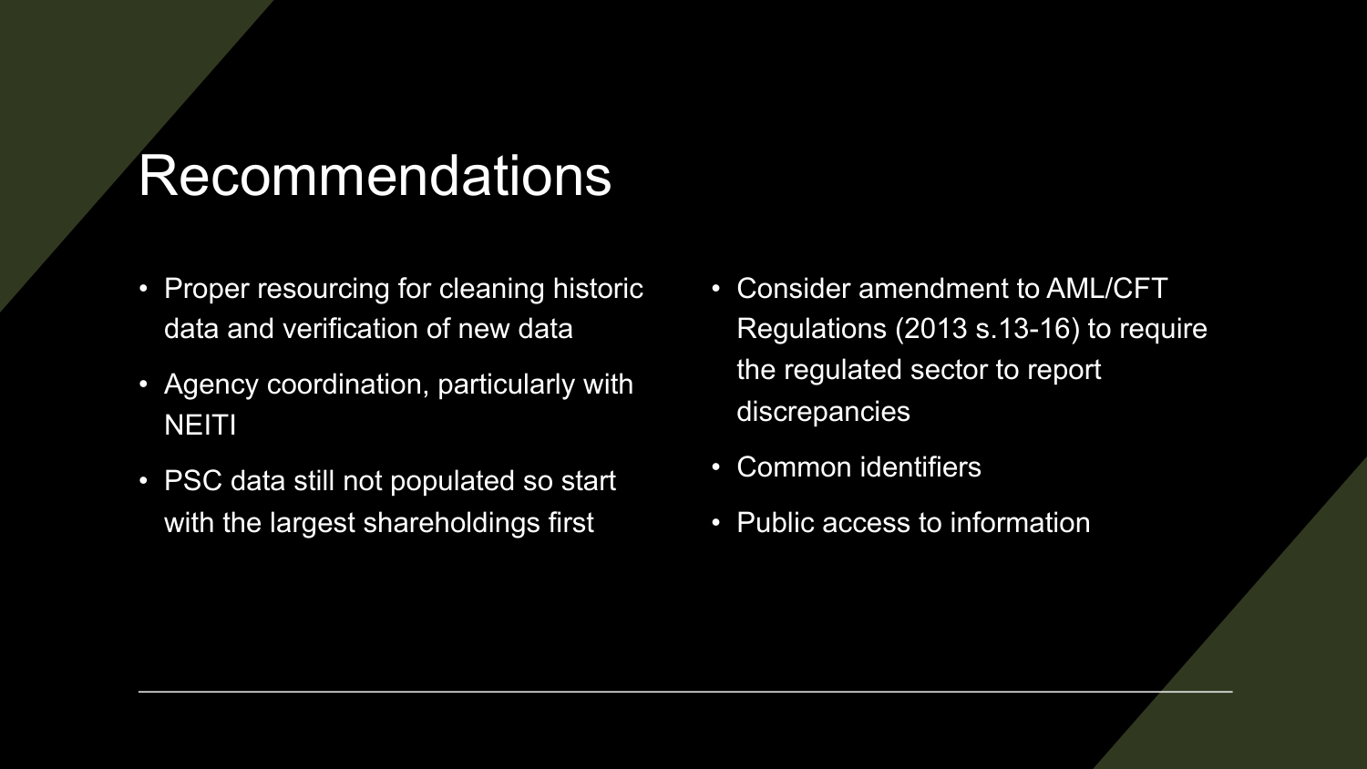# Recommendations

- Proper resourcing for cleaning historic data and verification of new data
- Agency coordination, particularly with NEITI
- PSC data still not populated so start with the largest shareholdings first
- Consider amendment to AML/CFT Regulations (2013 s.13-16) to require the regulated sector to report discrepancies
- Common identifiers
- Public access to information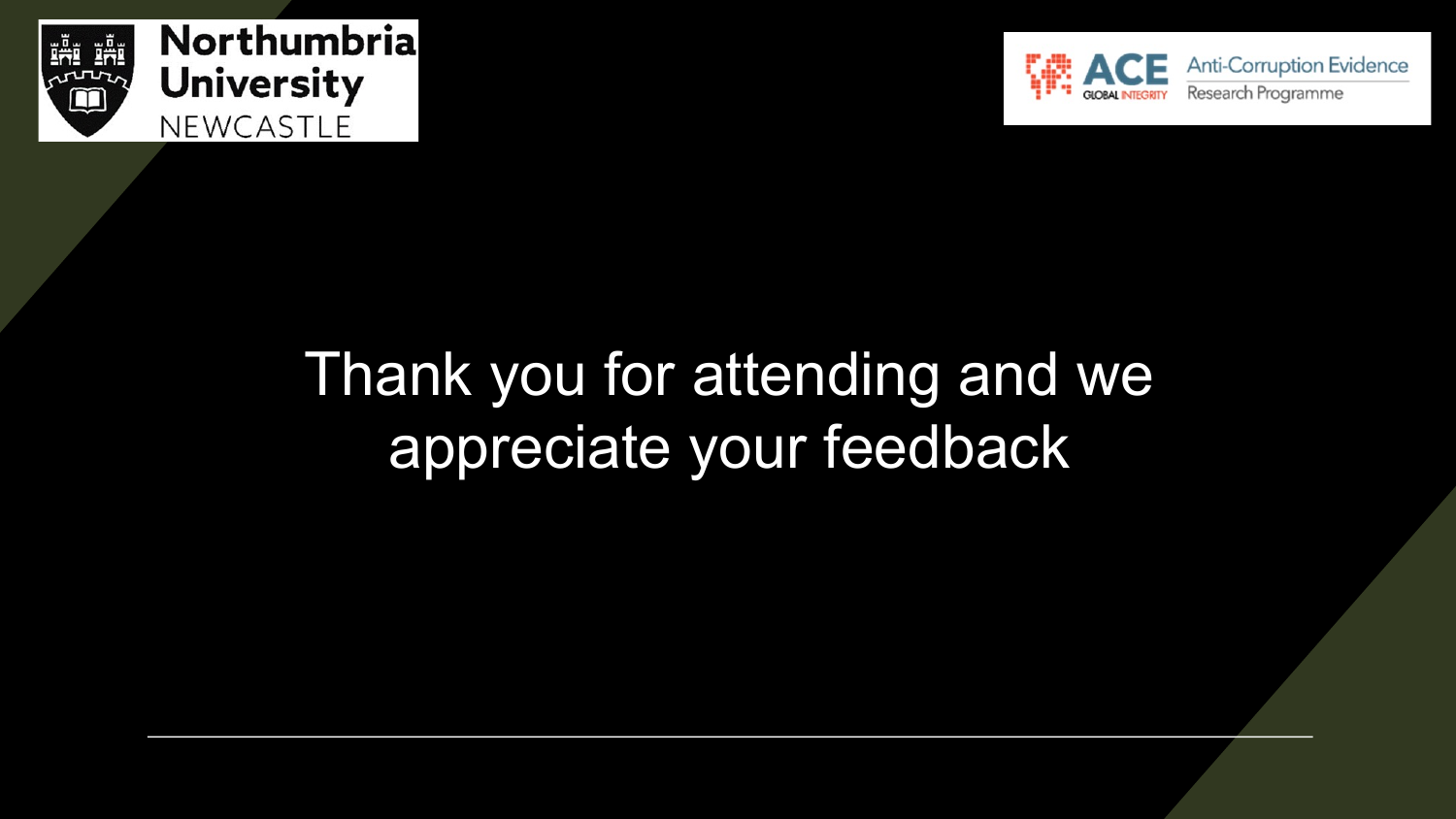Thank you for attending and we appreciate your feedback